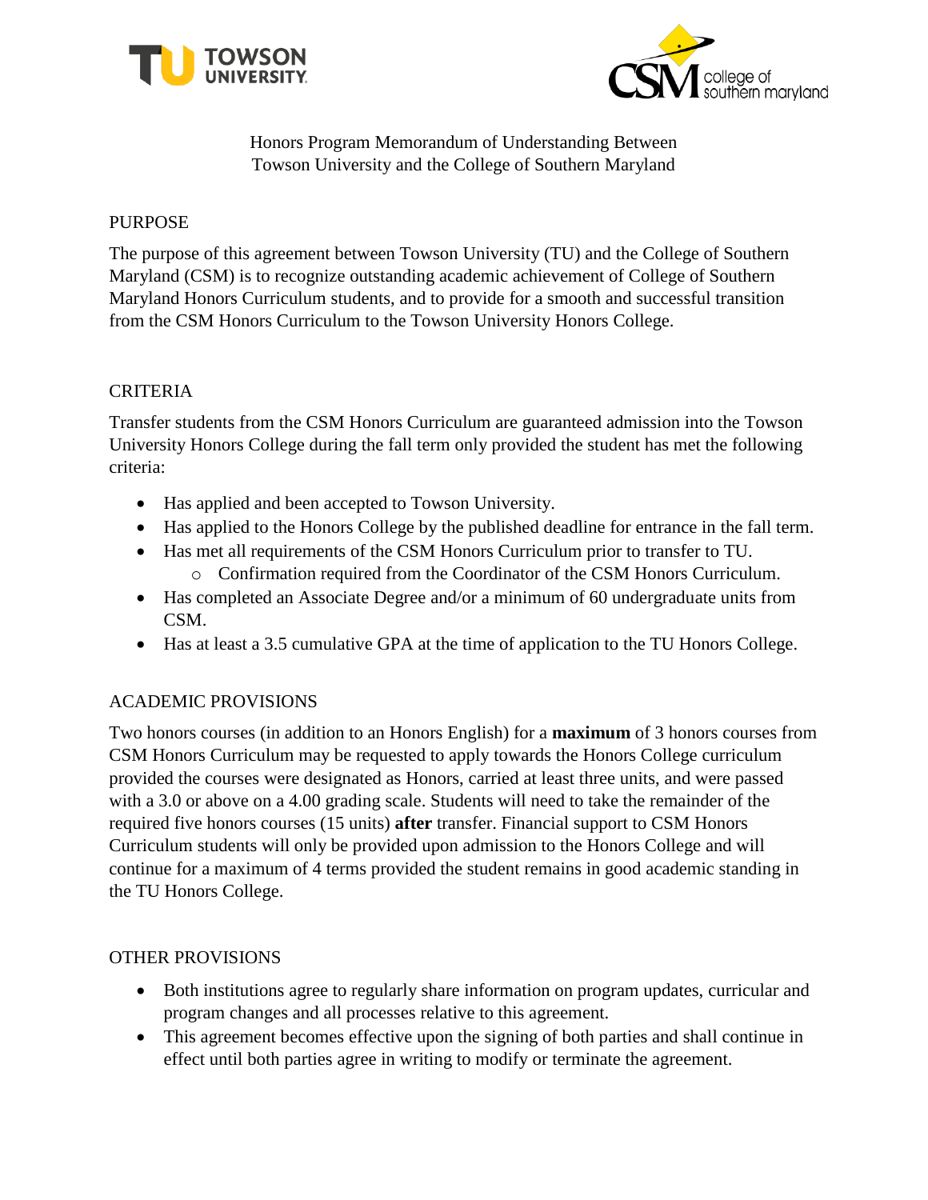# Honors Program Memorandum of Understanding Between Towson University and the College of Southern Maryland

## PURPOSE

The purpose of this agreement between Towson University (TU) and the College of Southern Maryland (CSM) is to recognize outstanding academic achievement of College of Southern Maryland Honors Curriculum students, and to provide for a smooth and successful transition from the CSM Honors Curriculum to the Towson University Honors College.

## CRITERIA

Transfer students from the CSM Honors Curriculum are guaranteed admission into the Towson University Honors College during the fall term only provided the student has met the following criteria:

- Has applied and been accepted to Towson University.
- Has applied to the Honors College by the published deadline for entrance in the fall term.
- Has met all requirements of the CSM Honors Curriculum prior to transfer to TU.
  - Confirmation required from the Coordinator of the CSM Honors Curriculum.
- Has completed an Associate Degree and/or a minimum of 60 undergraduate units from CSM.
- Has at least a 3.5 cumulative GPA at the time of application to the TU Honors College.

## ACADEMIC PROVISIONS

Two honors courses (in addition to an Honors English) for a **maximum** of 3 honors courses from CSM Honors Curriculum may be requested to apply towards the Honors College curriculum provided the courses were designated as Honors, carried at least three units, and were passed with a 3.0 or above on a 4.00 grading scale. Students will need to take the remainder of the required five honors courses (15 units) **after** transfer. Financial support to CSM Honors Curriculum students will only be provided upon admission to the Honors College and will continue for a maximum of 4 terms provided the student remains in good academic standing in the TU Honors College.

## OTHER PROVISIONS

- Both institutions agree to regularly share information on program updates, curricular and program changes and all processes relative to this agreement.
- This agreement becomes effective upon the signing of both parties and shall continue in effect until both parties agree in writing to modify or terminate the agreement.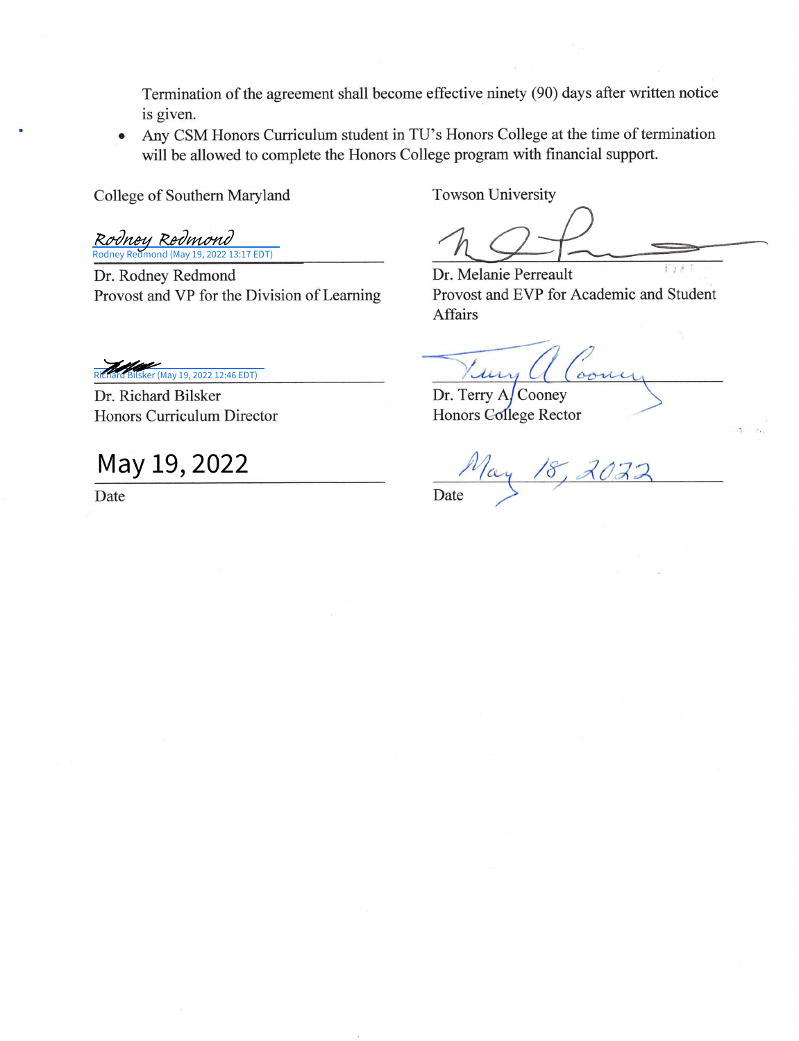Termination of the agreement shall become effective ninety (90) days after written notice is given.

- Any CSM Honors Curriculum student in TU's Honors College at the time of termination will be allowed to complete the Honors College program with financial support.

College of Southern Maryland

Rodney Redmond
Rodney Redmond (May 19, 2022 13:17 EDT)

Dr. Rodney Redmond
Provost and VP for the Division of Learning

Richard Bilsker (May 19, 2022 12:46 EDT)

Dr. Richard Bilsker
Honors Curriculum Director

May 19, 2022

Date

Towson University

Dr. Melanie Perreault
Provost and EVP for Academic and Student Affairs

Terry A. Cooney

Dr. Terry A. Cooney
Honors College Rector

May 18, 2022

Date